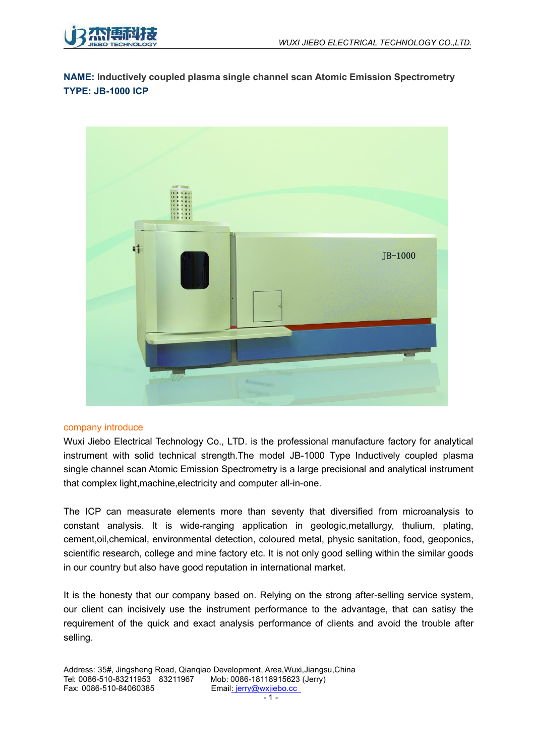**NAME:** **Inductively coupled plasma single channel scan Atomic Emission Spectrometry**
**TYPE: JB-1000 ICP**

company introduce

Wuxi Jiebo Electrical Technology Co., LTD. is the professional manufacture factory for analytical instrument with solid technical strength.The model JB-1000 Type Inductively coupled plasma single channel scan Atomic Emission Spectrometry is a large precisional and analytical instrument that complex light,machine,electricity and computer all-in-one.

The ICP can measurate elements more than seventy that diversified from microanalysis to constant analysis. It is wide-ranging application in geologic,metallurgy, thulium, plating, cement,oil,chemical, environmental detection, coloured metal, physic sanitation, food, geoponics, scientific research, college and mine factory etc. It is not only good selling within the similar goods in our country but also have good reputation in international market.

It is the honesty that our company based on. Relying on the strong after-selling service system, our client can incisively use the instrument performance to the advantage, that can satisy the requirement of the quick and exact analysis performance of clients and avoid the trouble after selling.

Address: 35#, Jingsheng Road, Qianqiao Development, Area,Wuxi,Jiangsu,China
Tel: 0086-510-83211953 83211967 Mob: 0086-18118915623 (Jerry)
Fax: 0086-510-84060385 Email: jerry@wxjiebo.cc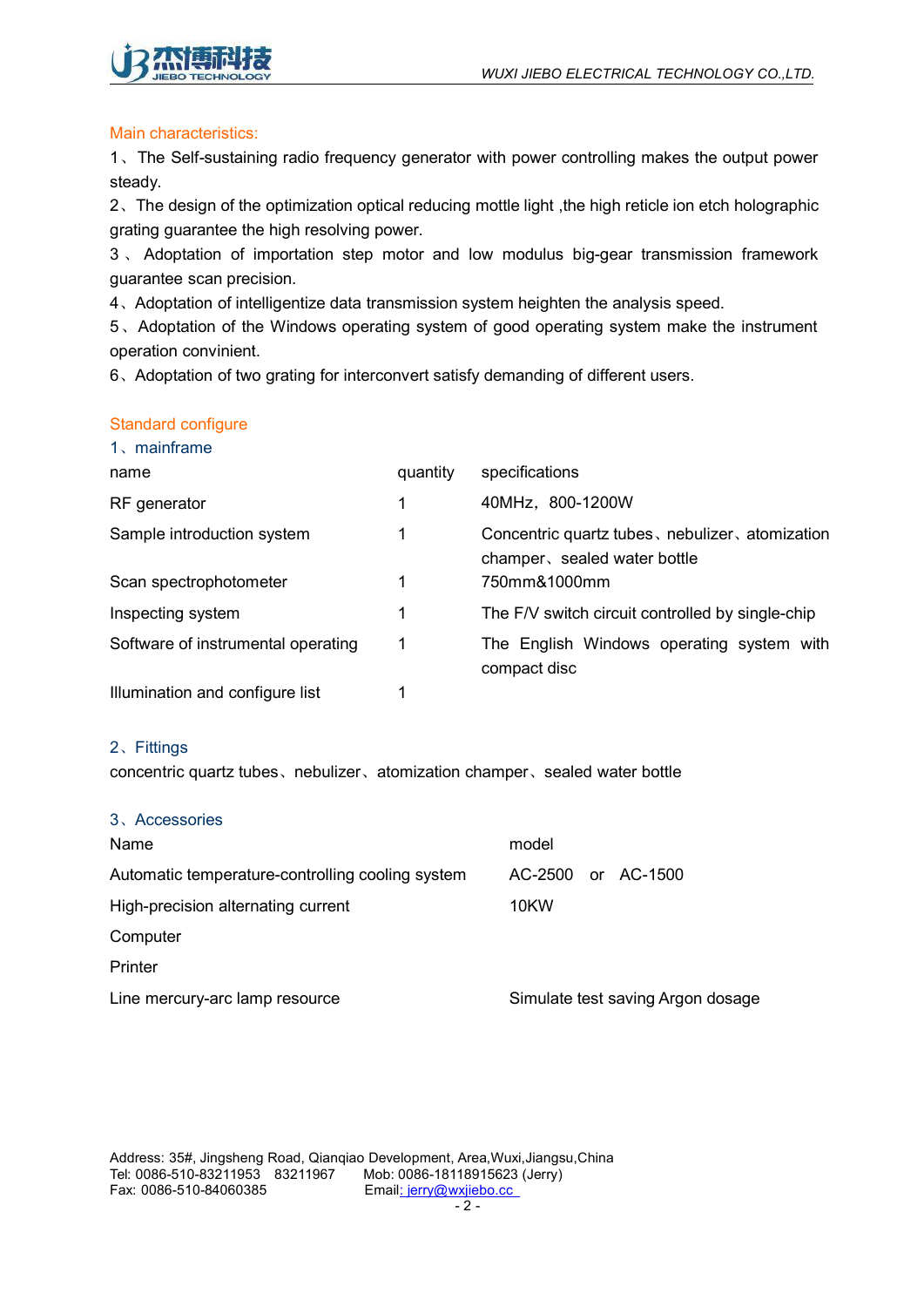## Main characteristics:

1、The Self-sustaining radio frequency generator with power controlling makes the output power steady.

2、The design of the optimization optical reducing mottle light ,the high reticle ion etch holographic grating guarantee the high resolving power.

3、Adoptation of importation step motor and low modulus big-gear transmission framework guarantee scan precision.

4、Adoptation of intelligentize data transmission system heighten the analysis speed.

5、Adoptation of the Windows operating system of good operating system make the instrument operation convinient.

6、Adoptation of two grating for interconvert satisfy demanding of different users.

## Standard configure

### 1、mainframe

| name | quantity | specifications |
|---|---|---|
| RF generator | 1 | 40MHz，800-1200W |
| Sample introduction system | 1 | Concentric quartz tubes、nebulizer、atomization champer、sealed water bottle |
| Scan spectrophotometer | 1 | 750mm&1000mm |
| Inspecting system | 1 | The F/V switch circuit controlled by single-chip |
| Software of instrumental operating | 1 | The English Windows operating system with compact disc |
| Illumination and configure list | 1 | |

### 2、Fittings

concentric quartz tubes、nebulizer、atomization champer、sealed water bottle

### 3、Accessories

| Name | model |
|---|---|
| Automatic temperature-controlling cooling system | AC-2500 or AC-1500 |
| High-precision alternating current | 10KW |
| Computer | |
| Printer | |
| Line mercury-arc lamp resource | Simulate test saving Argon dosage |

Address: 35#, Jingsheng Road, Qianqiao Development, Area,Wuxi,Jiangsu,China
Tel: 0086-510-83211953 83211967 Mob: 0086-18118915623 (Jerry)
Fax: 0086-510-84060385 Email: jerry@wxjiebo.cc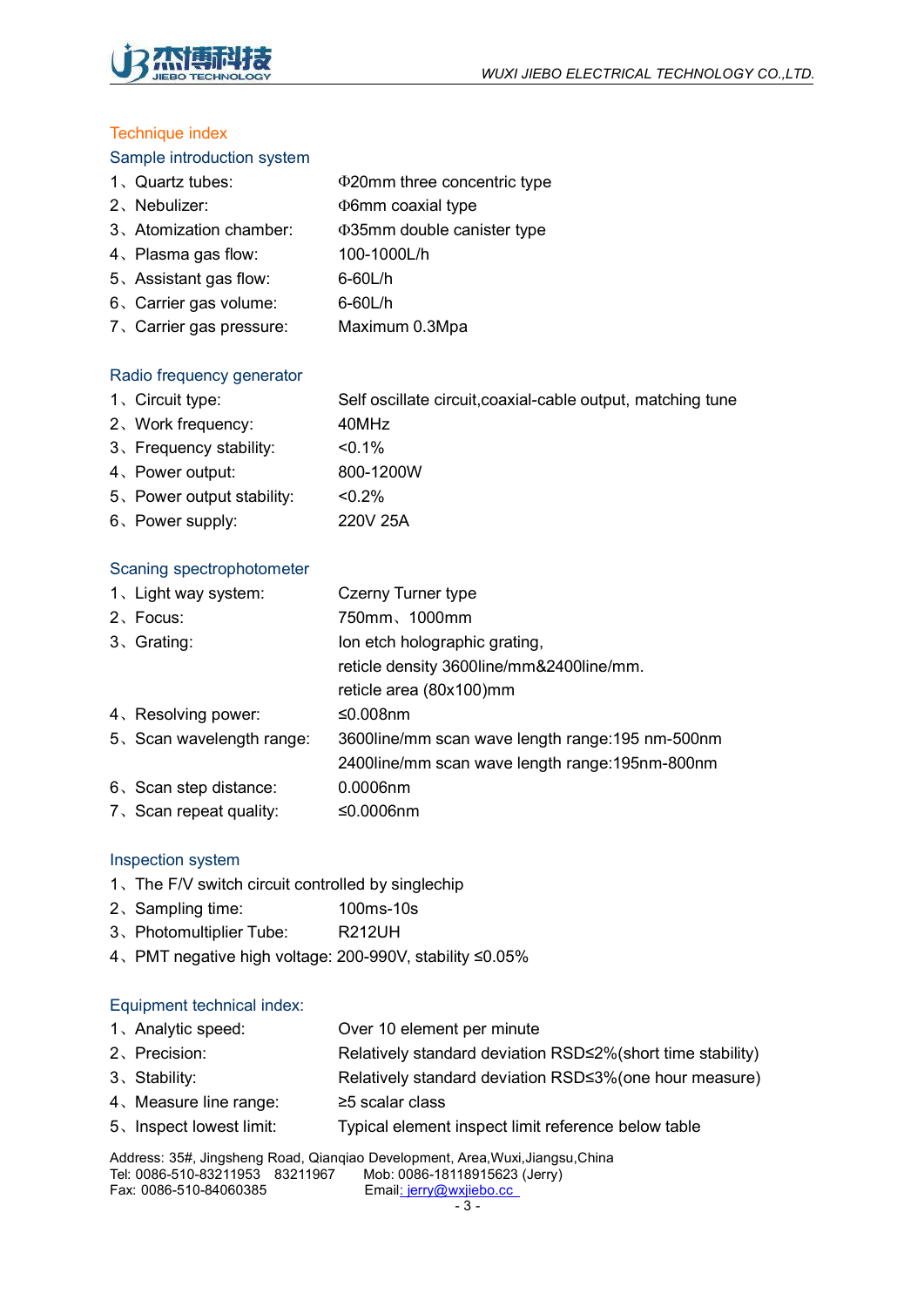## Technique index

### Sample introduction system

| | |
|---|---|
| 1、Quartz tubes: | Φ20mm three concentric type |
| 2、Nebulizer: | Φ6mm coaxial type |
| 3、Atomization chamber: | Φ35mm double canister type |
| 4、Plasma gas flow: | 100-1000L/h |
| 5、Assistant gas flow: | 6-60L/h |
| 6、Carrier gas volume: | 6-60L/h |
| 7、Carrier gas pressure: | Maximum 0.3Mpa |

### Radio frequency generator

| | |
|---|---|
| 1、Circuit type: | Self oscillate circuit,coaxial-cable output, matching tune |
| 2、Work frequency: | 40MHz |
| 3、Frequency stability: | <0.1% |
| 4、Power output: | 800-1200W |
| 5、Power output stability: | <0.2% |
| 6、Power supply: | 220V 25A |

### Scaning spectrophotometer

| | |
|---|---|
| 1、Light way system: | Czerny Turner type |
| 2、Focus: | 750mm、1000mm |
| 3、Grating: | Ion etch holographic grating,<br>reticle density 3600line/mm&2400line/mm.<br>reticle area (80x100)mm |
| 4、Resolving power: | ≤0.008nm |
| 5、Scan wavelength range: | 3600line/mm scan wave length range:195 nm-500nm<br>2400line/mm scan wave length range:195nm-800nm |
| 6、Scan step distance: | 0.0006nm |
| 7、Scan repeat quality: | ≤0.0006nm |

### Inspection system

1、The F/V switch circuit controlled by singlechip
2、Sampling time: 100ms-10s
3、Photomultiplier Tube: R212UH
4、PMT negative high voltage: 200-990V, stability ≤0.05%

### Equipment technical index:

| | |
|---|---|
| 1、Analytic speed: | Over 10 element per minute |
| 2、Precision: | Relatively standard deviation RSD≤2%(short time stability) |
| 3、Stability: | Relatively standard deviation RSD≤3%(one hour measure) |
| 4、Measure line range: | ≥5 scalar class |
| 5、Inspect lowest limit: | Typical element inspect limit reference below table |

Address: 35#, Jingsheng Road, Qianqiao Development, Area,Wuxi,Jiangsu,China
Tel: 0086-510-83211953 83211967 Mob: 0086-18118915623 (Jerry)
Fax: 0086-510-84060385 Email: jerry@wxjiebo.cc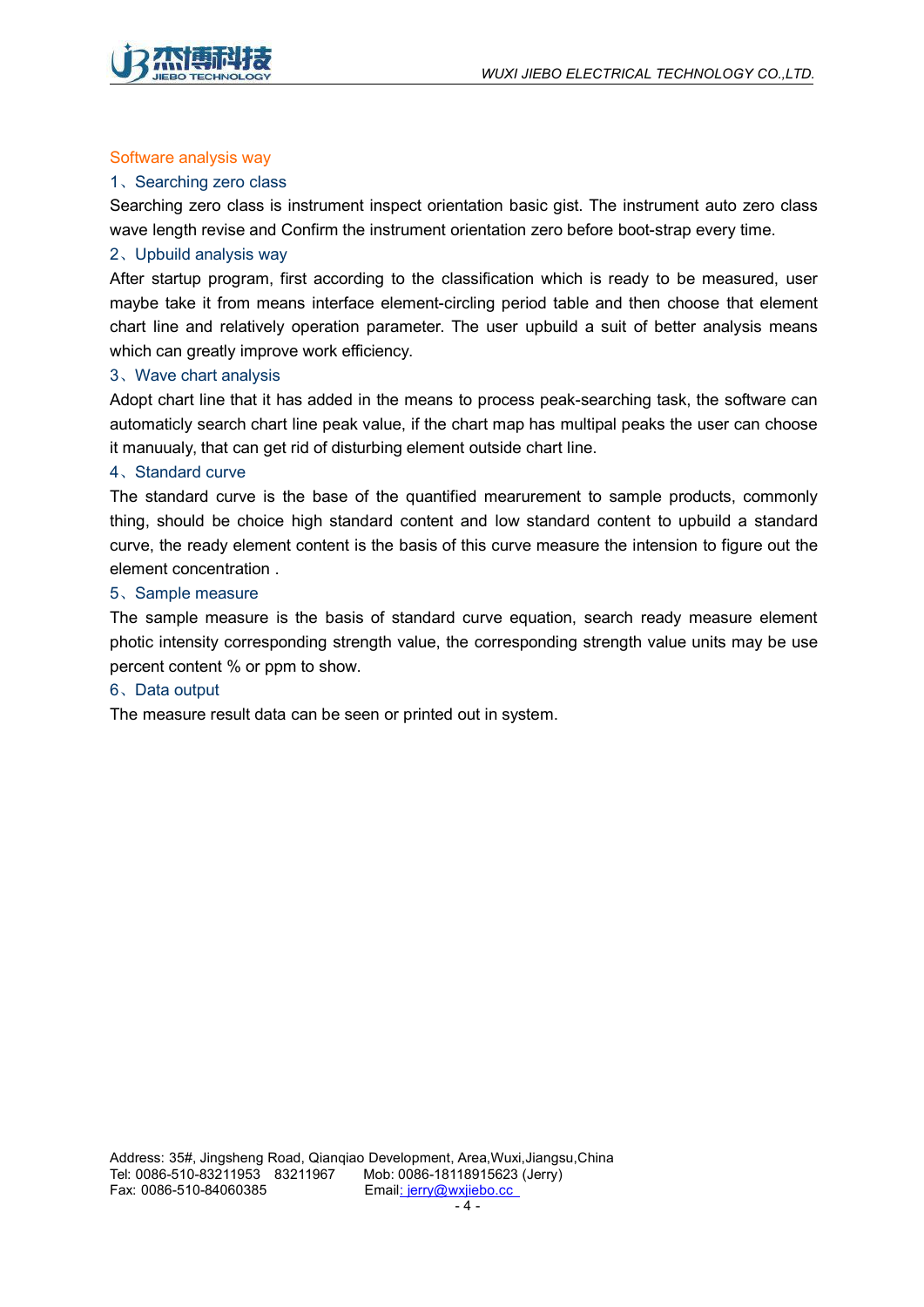## Software analysis way

### 1、Searching zero class

Searching zero class is instrument inspect orientation basic gist. The instrument auto zero class wave length revise and Confirm the instrument orientation zero before boot-strap every time.

### 2、Upbuild analysis way

After startup program, first according to the classification which is ready to be measured, user maybe take it from means interface element-circling period table and then choose that element chart line and relatively operation parameter. The user upbuild a suit of better analysis means which can greatly improve work efficiency.

### 3、Wave chart analysis

Adopt chart line that it has added in the means to process peak-searching task, the software can automaticly search chart line peak value, if the chart map has multipal peaks the user can choose it manuualy, that can get rid of disturbing element outside chart line.

### 4、Standard curve

The standard curve is the base of the quantified mearurement to sample products, commonly thing, should be choice high standard content and low standard content to upbuild a standard curve, the ready element content is the basis of this curve measure the intension to figure out the element concentration .

### 5、Sample measure

The sample measure is the basis of standard curve equation, search ready measure element photic intensity corresponding strength value, the corresponding strength value units may be use percent content % or ppm to show.

### 6、Data output

The measure result data can be seen or printed out in system.

Address: 35#, Jingsheng Road, Qianqiao Development, Area,Wuxi,Jiangsu,China
Tel: 0086-510-83211953 83211967 Mob: 0086-18118915623 (Jerry)
Fax: 0086-510-84060385 Email: jerry@wxjiebo.cc